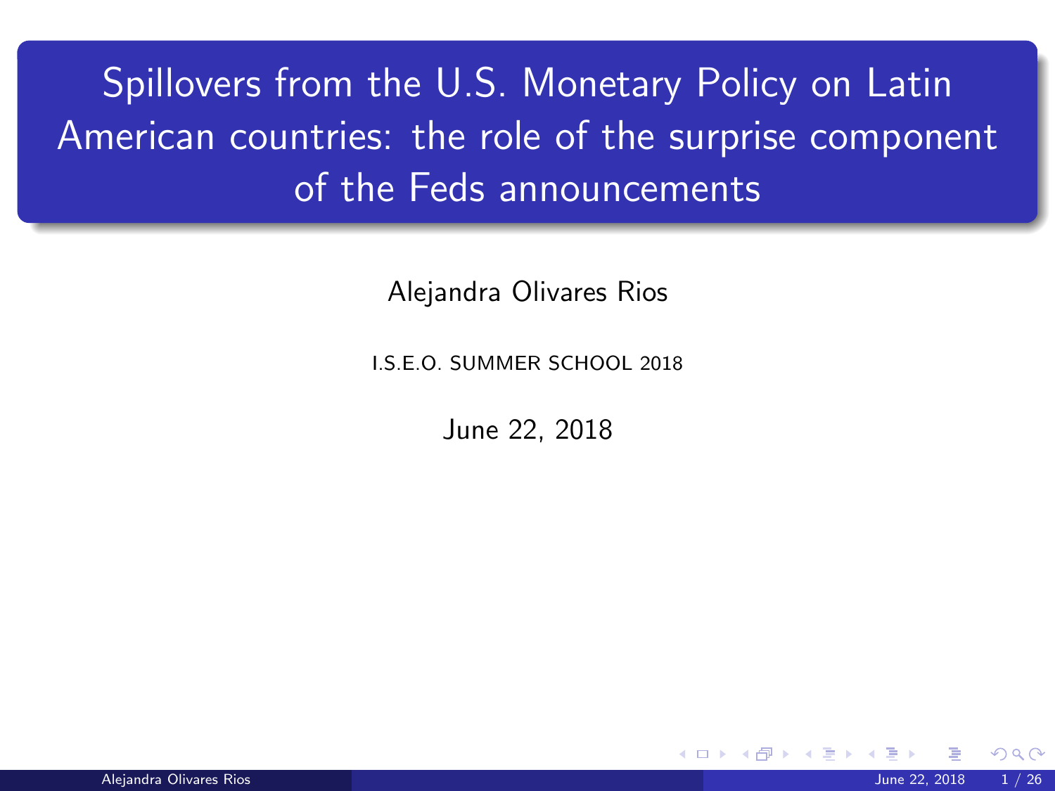# Spillovers from the U.S. Monetary Policy on Latin American countries: the role of the surprise component of the Feds announcements

Alejandra Olivares Rios

I.S.E.O. SUMMER SCHOOL 2018

June 22, 2018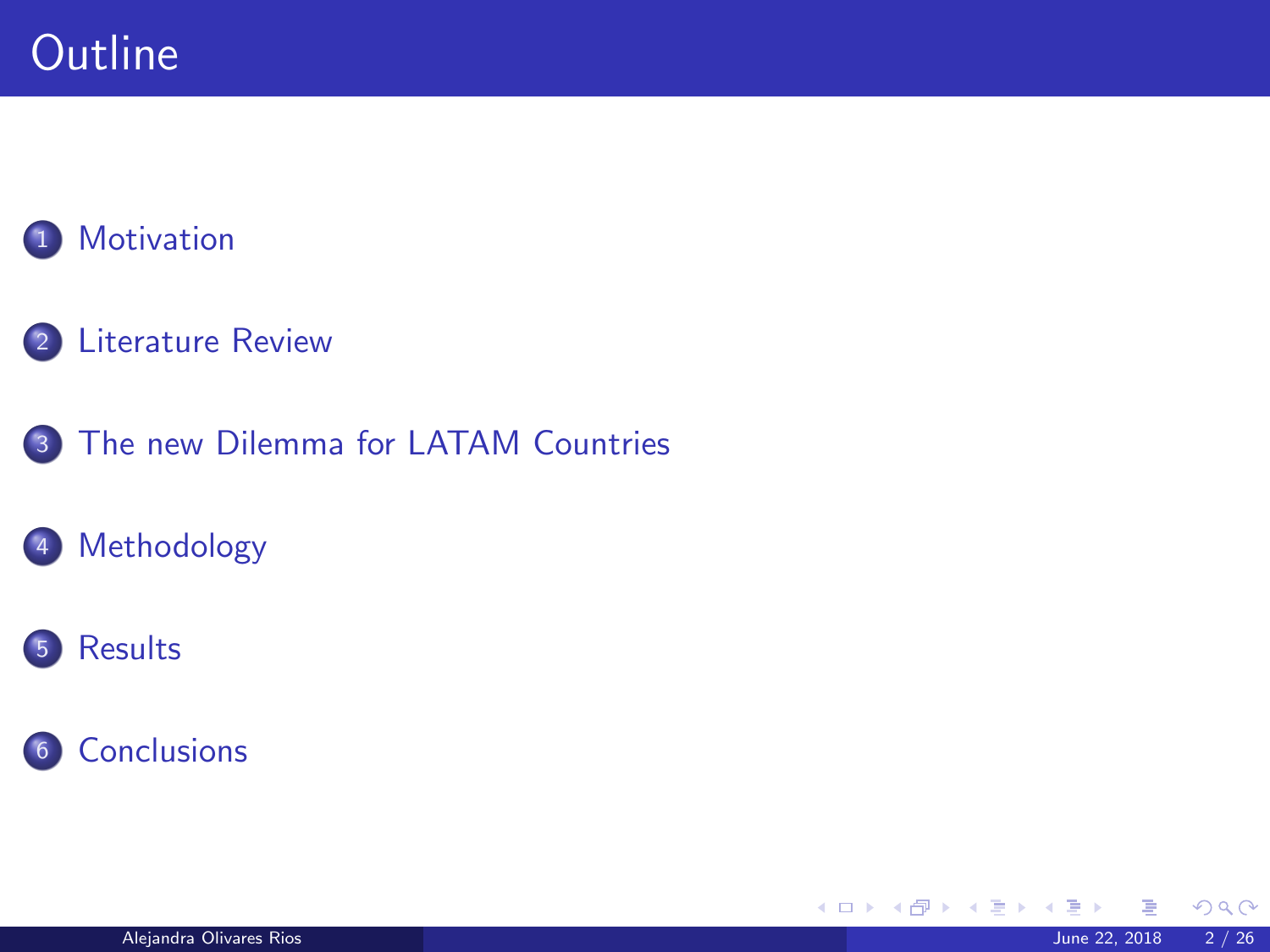# Outline

1. Motivation
2. Literature Review
3. The new Dilemma for LATAM Countries
4. Methodology
5. Results
6. Conclusions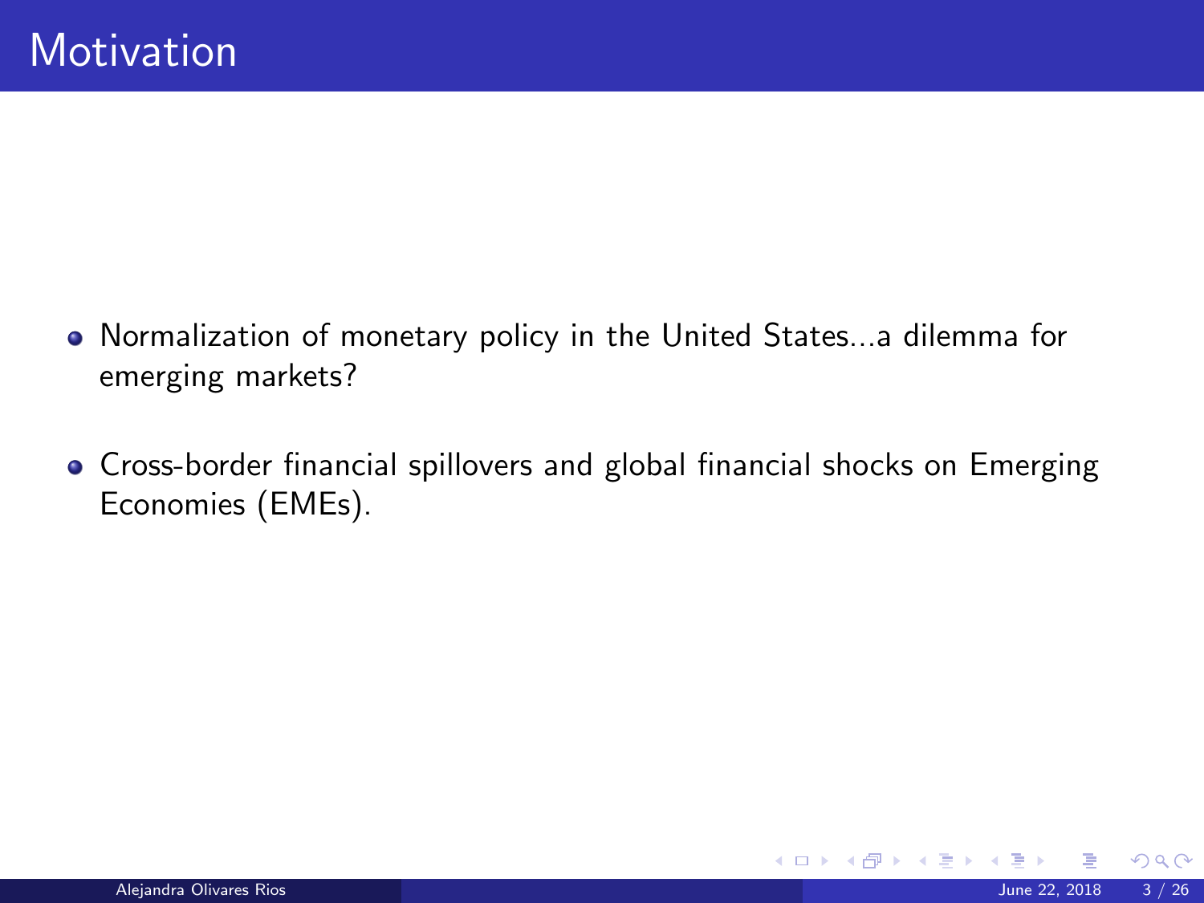# Motivation

- Normalization of monetary policy in the United States...a dilemma for emerging markets?
- Cross-border financial spillovers and global financial shocks on Emerging Economies (EMEs).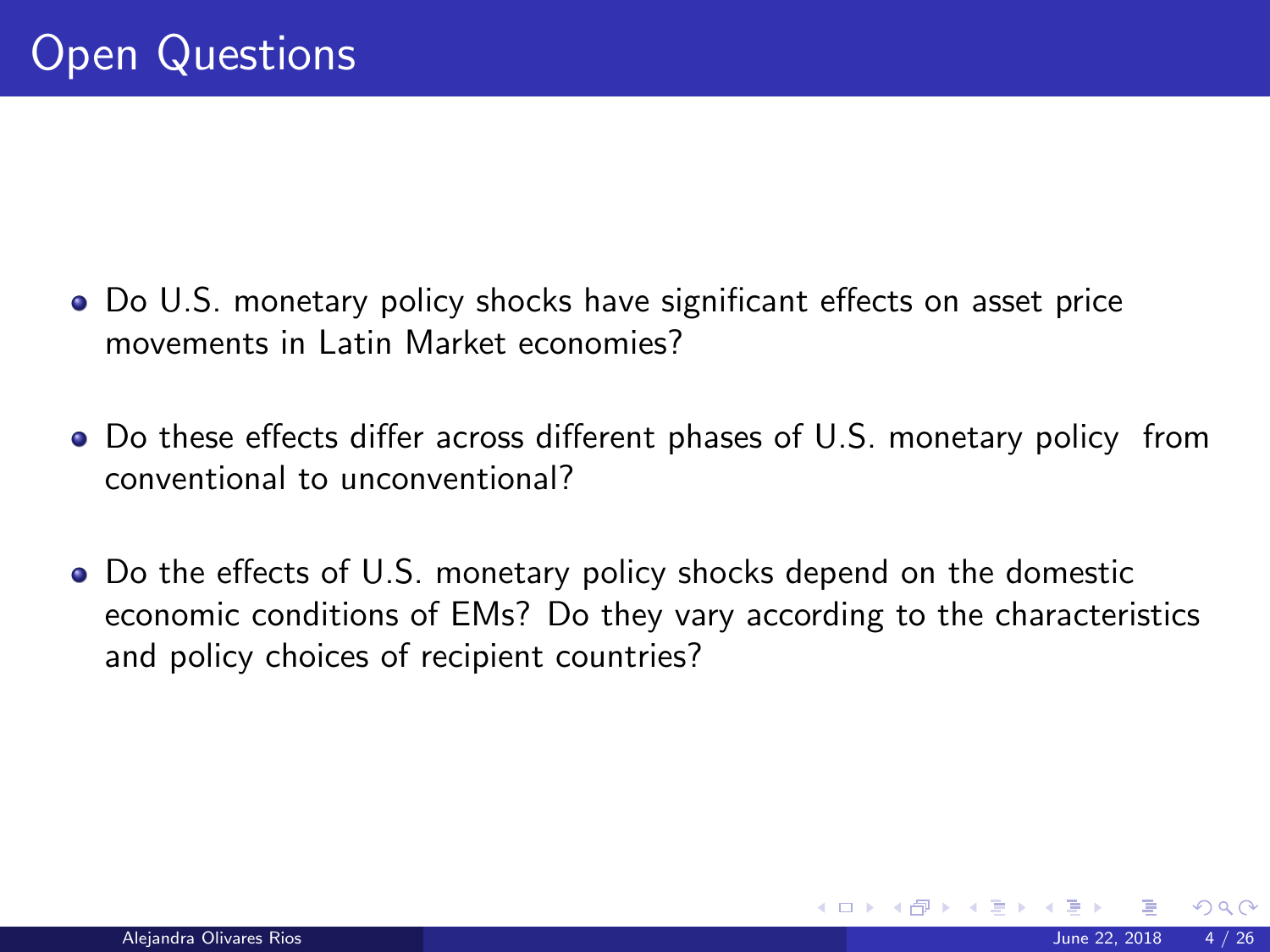# Open Questions

- Do U.S. monetary policy shocks have significant effects on asset price movements in Latin Market economies?
- Do these effects differ across different phases of U.S. monetary policy from conventional to unconventional?
- Do the effects of U.S. monetary policy shocks depend on the domestic economic conditions of EMs? Do they vary according to the characteristics and policy choices of recipient countries?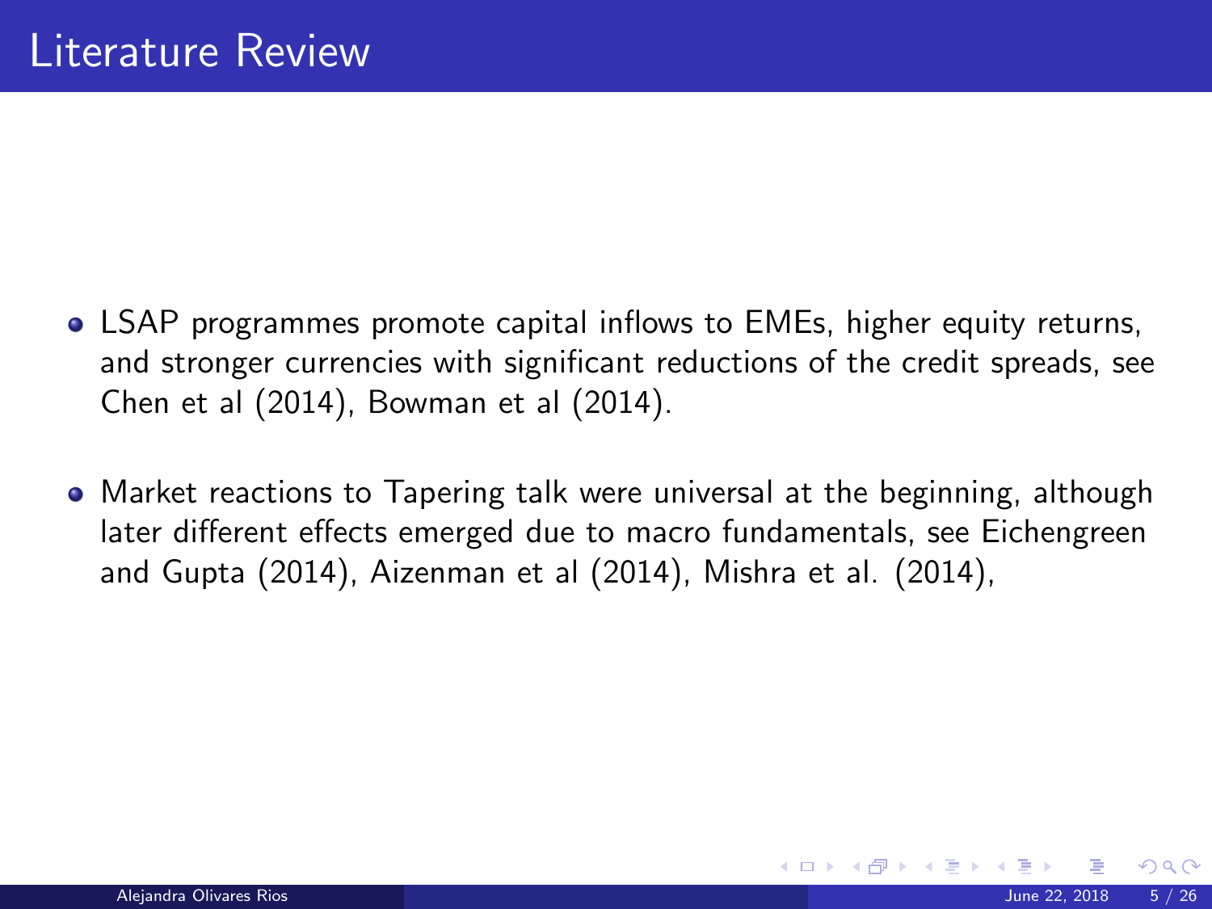# Literature Review

- LSAP programmes promote capital inflows to EMEs, higher equity returns, and stronger currencies with significant reductions of the credit spreads, see Chen et al (2014), Bowman et al (2014).
- Market reactions to Tapering talk were universal at the beginning, although later different effects emerged due to macro fundamentals, see Eichengreen and Gupta (2014), Aizenman et al (2014), Mishra et al. (2014),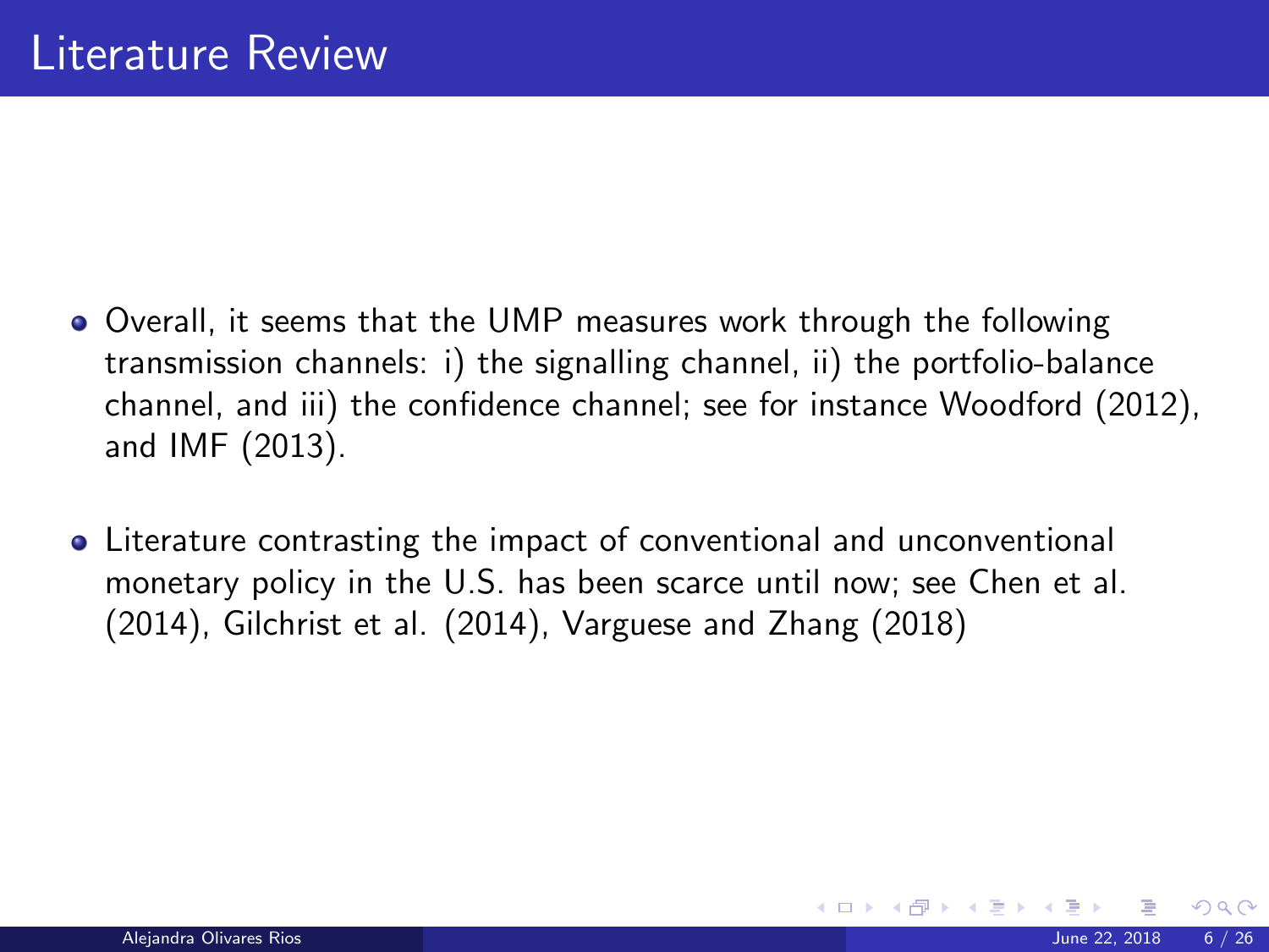# Literature Review

- Overall, it seems that the UMP measures work through the following transmission channels: i) the signalling channel, ii) the portfolio-balance channel, and iii) the confidence channel; see for instance Woodford (2012), and IMF (2013).
- Literature contrasting the impact of conventional and unconventional monetary policy in the U.S. has been scarce until now; see Chen et al. (2014), Gilchrist et al. (2014), Varguese and Zhang (2018)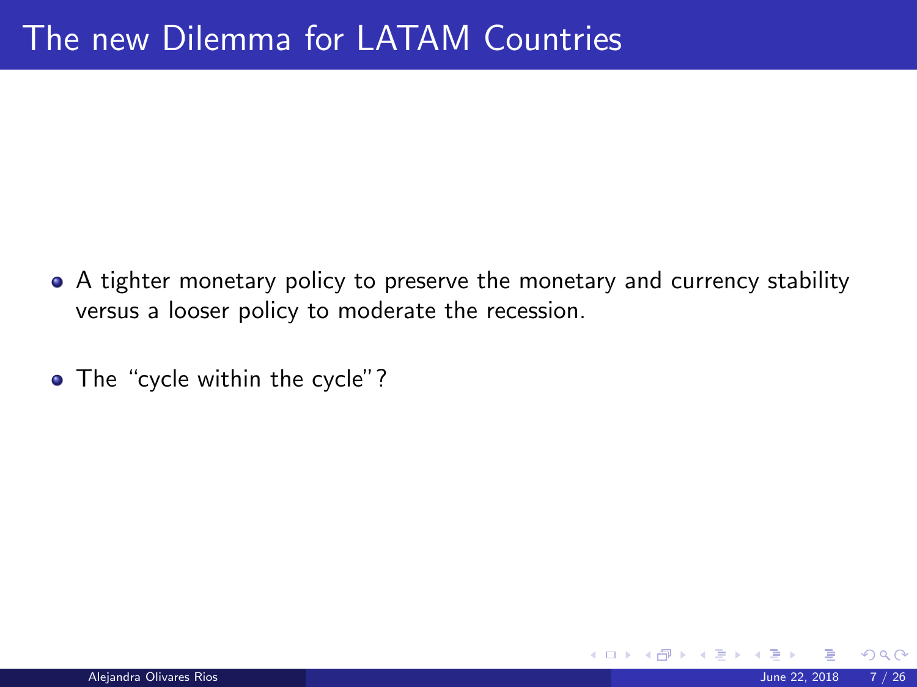# The new Dilemma for LATAM Countries

- A tighter monetary policy to preserve the monetary and currency stability versus a looser policy to moderate the recession.
- The "cycle within the cycle"?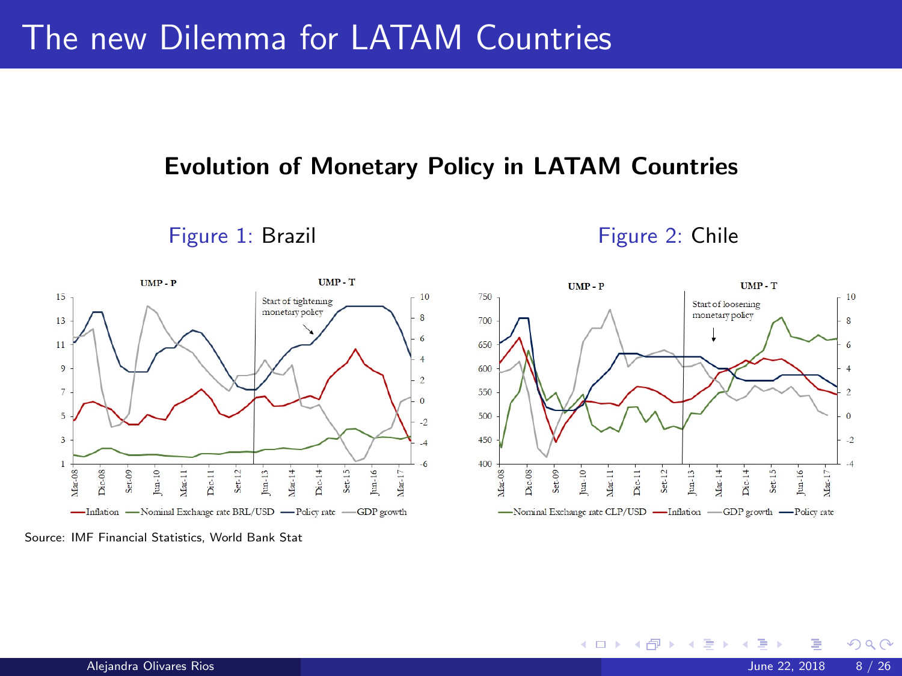# The new Dilemma for LATAM Countries

## Evolution of Monetary Policy in LATAM Countries

Figure 1: Brazil

Figure 2: Chile

Source: IMF Financial Statistics, World Bank Stat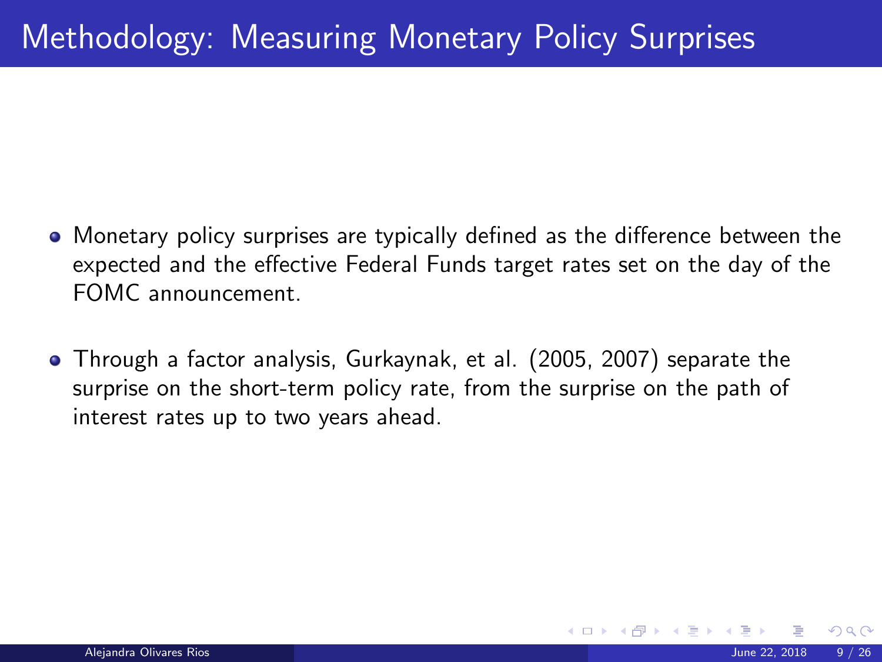# Methodology: Measuring Monetary Policy Surprises

- Monetary policy surprises are typically defined as the difference between the expected and the effective Federal Funds target rates set on the day of the FOMC announcement.

- Through a factor analysis, Gurkaynak, et al. (2005, 2007) separate the surprise on the short-term policy rate, from the surprise on the path of interest rates up to two years ahead.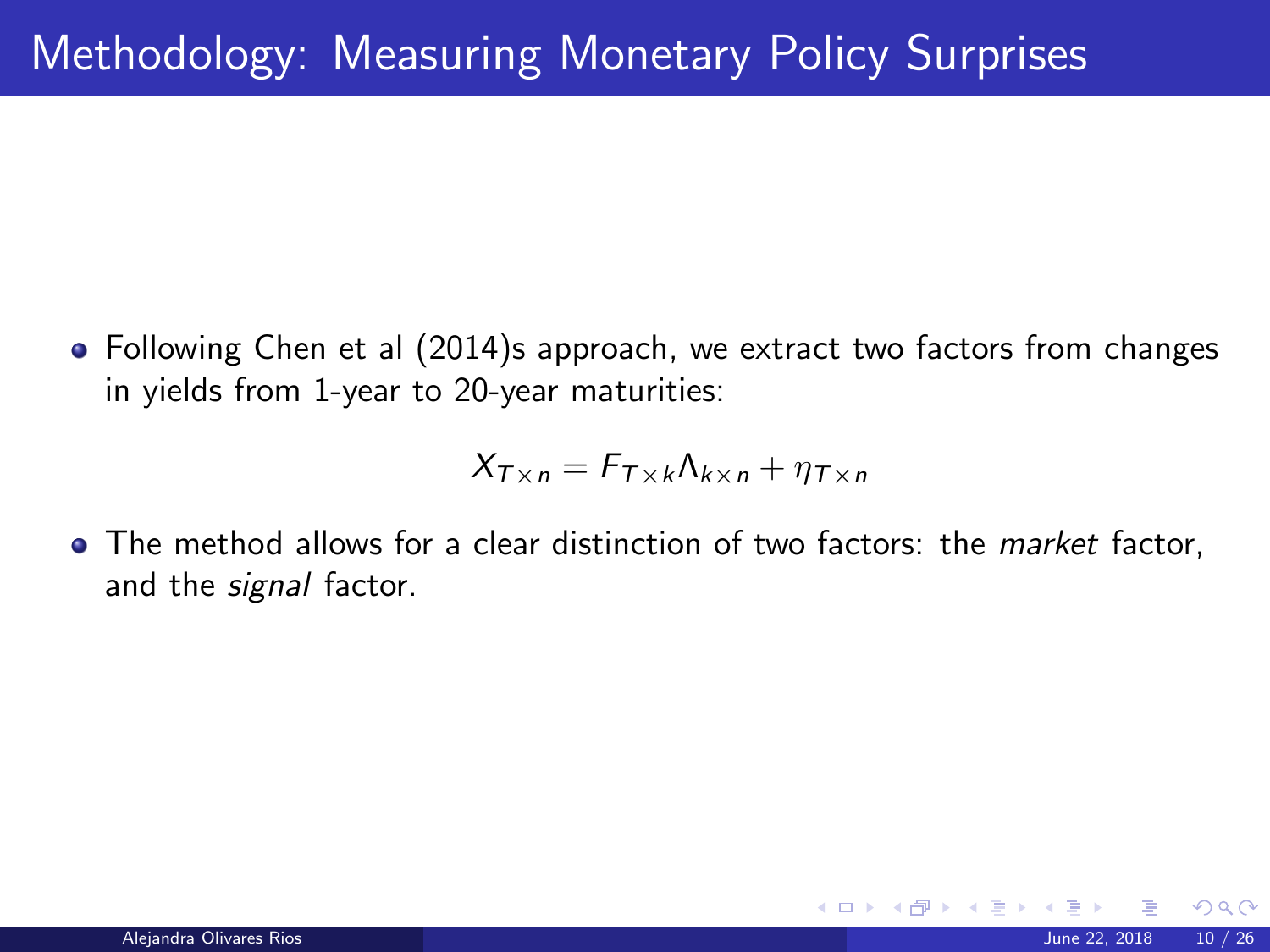# Methodology: Measuring Monetary Policy Surprises

- Following Chen et al (2014)s approach, we extract two factors from changes in yields from 1-year to 20-year maturities:

$$X_{T\times n} = F_{T\times k}\Lambda_{k\times n} + \eta_{T\times n}$$

- The method allows for a clear distinction of two factors: the *market* factor, and the *signal* factor.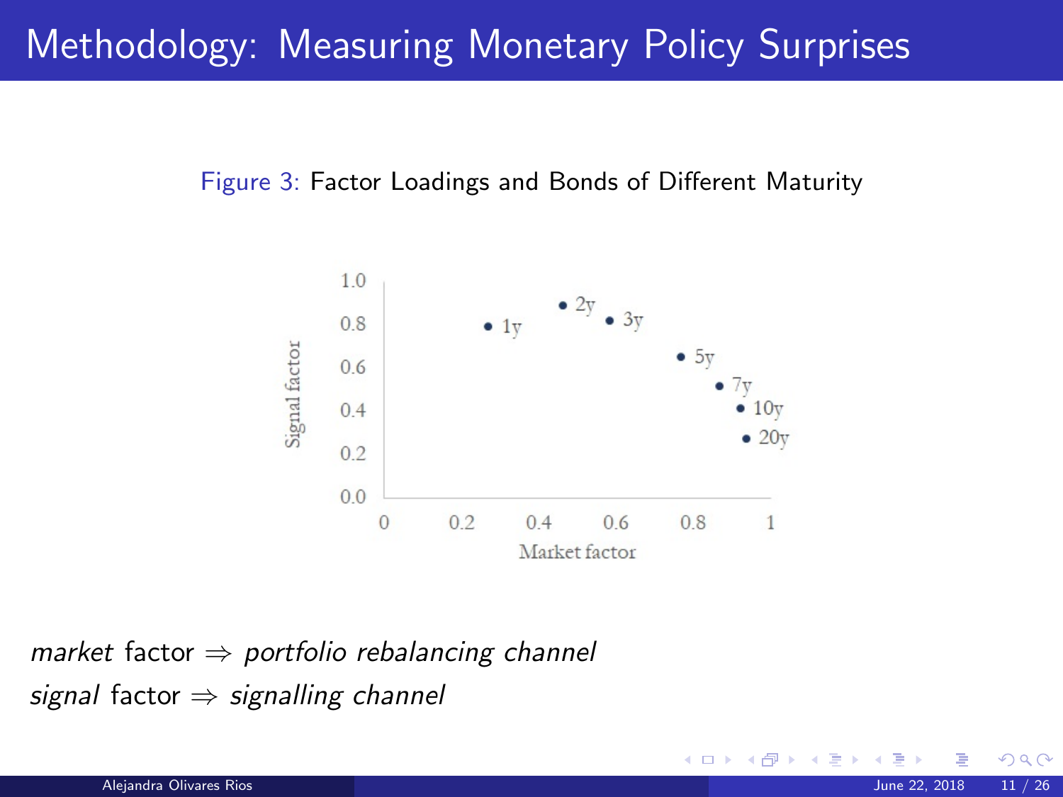# Methodology: Measuring Monetary Policy Surprises

Figure 3: Factor Loadings and Bonds of Different Maturity

*market* factor ⇒ *portfolio rebalancing channel*

*signal* factor ⇒ *signalling channel*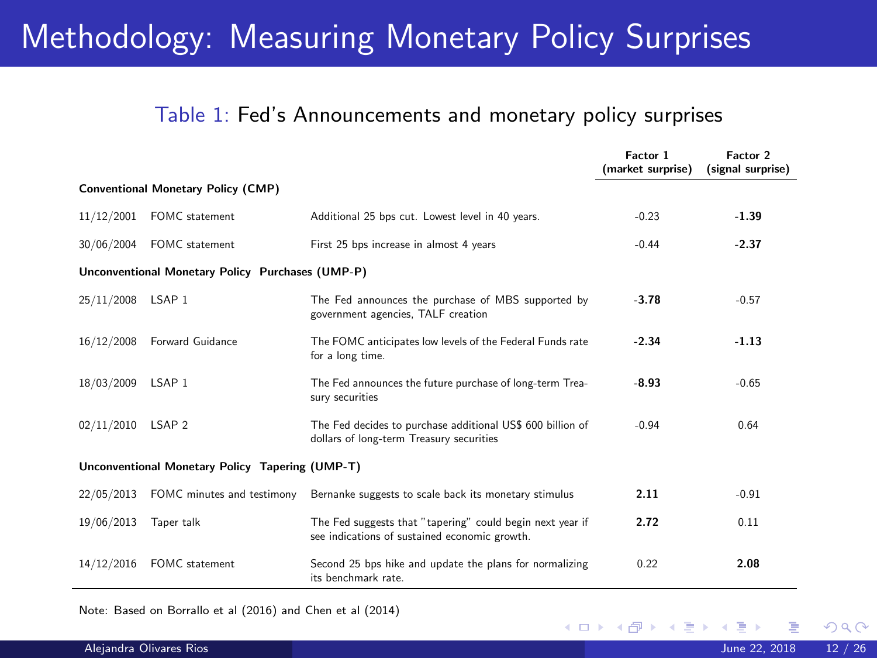# Methodology: Measuring Monetary Policy Surprises

Table 1: Fed's Announcements and monetary policy surprises

| | | | **Factor 1 (market surprise)** | **Factor 2 (signal surprise)** |
|---|---|---|---|---|
| **Conventional Monetary Policy (CMP)** | | | | |
| 11/12/2001 | FOMC statement | Additional 25 bps cut. Lowest level in 40 years. | -0.23 | **-1.39** |
| 30/06/2004 | FOMC statement | First 25 bps increase in almost 4 years | -0.44 | **-2.37** |
| **Unconventional Monetary Policy Purchases (UMP-P)** | | | | |
| 25/11/2008 | LSAP 1 | The Fed announces the purchase of MBS supported by government agencies, TALF creation | **-3.78** | -0.57 |
| 16/12/2008 | Forward Guidance | The FOMC anticipates low levels of the Federal Funds rate for a long time. | **-2.34** | **-1.13** |
| 18/03/2009 | LSAP 1 | The Fed announces the future purchase of long-term Treasury securities | **-8.93** | -0.65 |
| 02/11/2010 | LSAP 2 | The Fed decides to purchase additional US$ 600 billion of dollars of long-term Treasury securities | -0.94 | 0.64 |
| **Unconventional Monetary Policy Tapering (UMP-T)** | | | | |
| 22/05/2013 | FOMC minutes and testimony | Bernanke suggests to scale back its monetary stimulus | **2.11** | -0.91 |
| 19/06/2013 | Taper talk | The Fed suggests that "tapering" could begin next year if see indications of sustained economic growth. | **2.72** | 0.11 |
| 14/12/2016 | FOMC statement | Second 25 bps hike and update the plans for normalizing its benchmark rate. | 0.22 | **2.08** |

Note: Based on Borrallo et al (2016) and Chen et al (2014)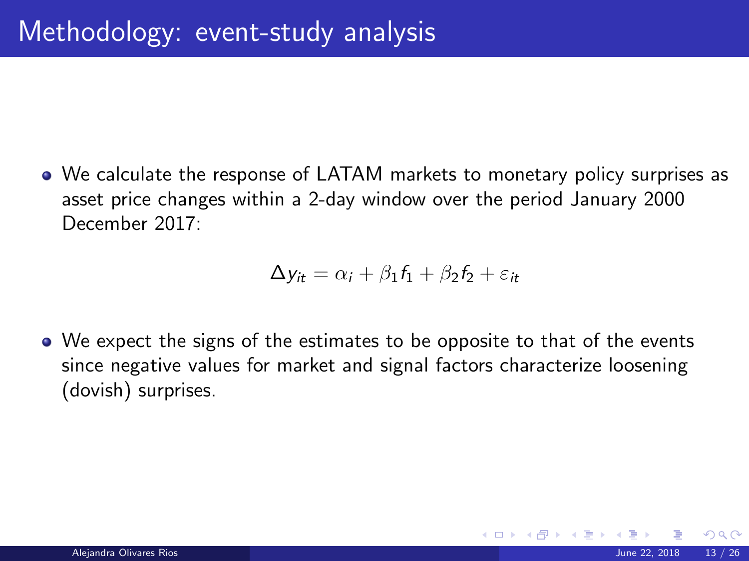# Methodology: event-study analysis

- We calculate the response of LATAM markets to monetary policy surprises as asset price changes within a 2-day window over the period January 2000 December 2017:

$$\Delta y_{it} = \alpha_i + \beta_1 f_1 + \beta_2 f_2 + \varepsilon_{it}$$

- We expect the signs of the estimates to be opposite to that of the events since negative values for market and signal factors characterize loosening (dovish) surprises.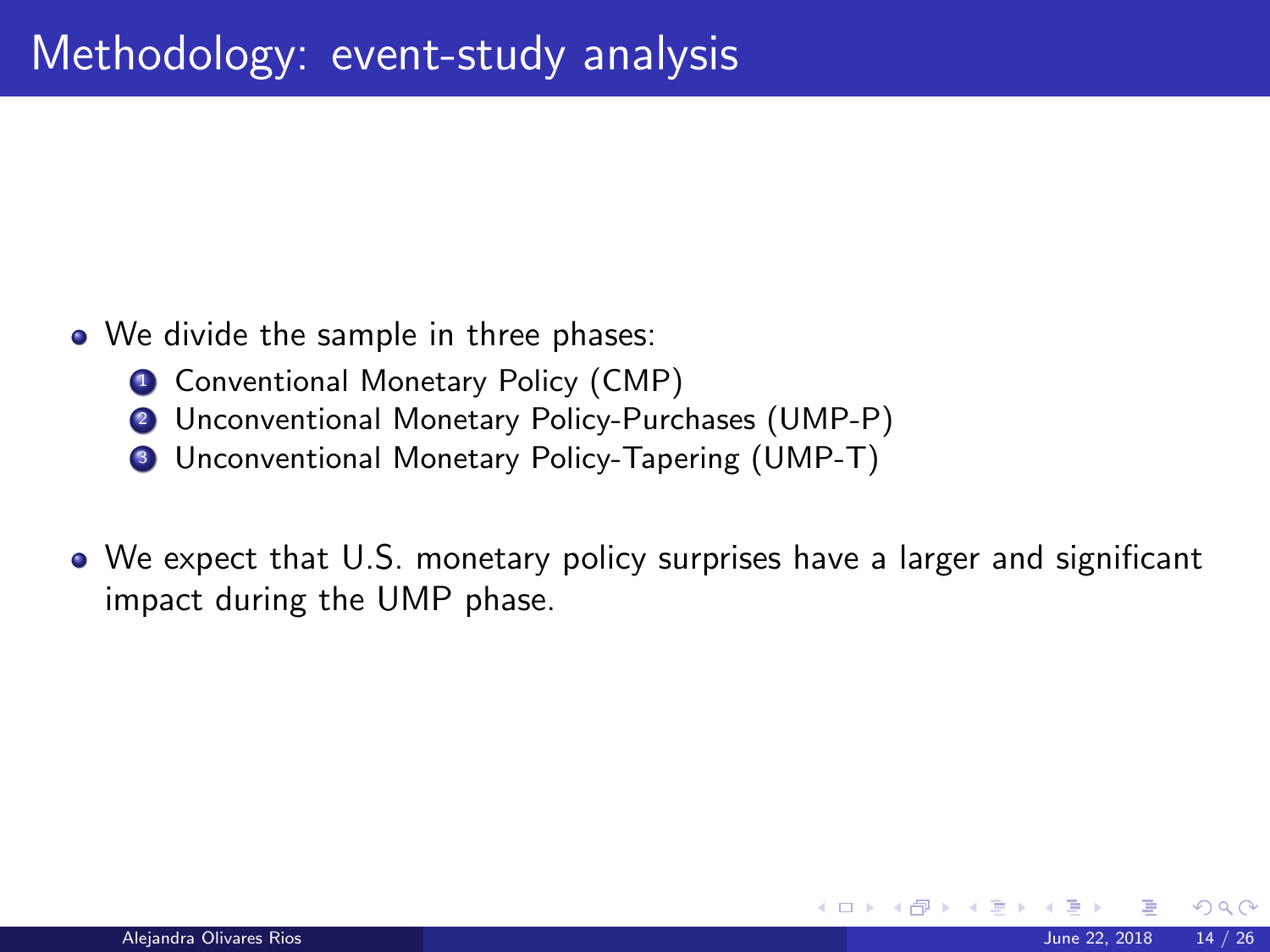# Methodology: event-study analysis

- We divide the sample in three phases:
  1. Conventional Monetary Policy (CMP)
  2. Unconventional Monetary Policy-Purchases (UMP-P)
  3. Unconventional Monetary Policy-Tapering (UMP-T)

- We expect that U.S. monetary policy surprises have a larger and significant impact during the UMP phase.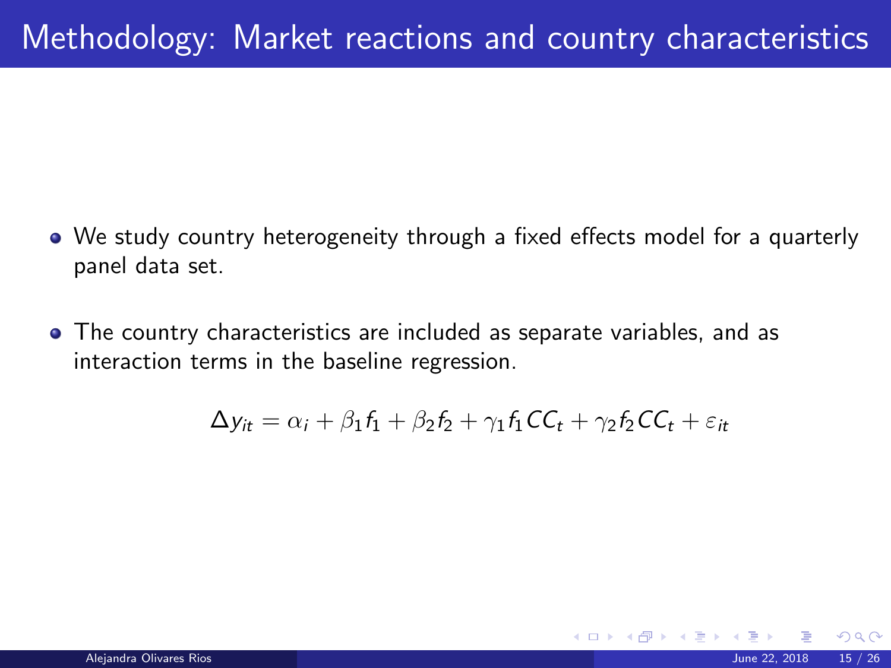# Methodology: Market reactions and country characteristics

- We study country heterogeneity through a fixed effects model for a quarterly panel data set.
- The country characteristics are included as separate variables, and as interaction terms in the baseline regression.

$$\Delta y_{it} = \alpha_i + \beta_1 f_1 + \beta_2 f_2 + \gamma_1 f_1 CC_t + \gamma_2 f_2 CC_t + \varepsilon_{it}$$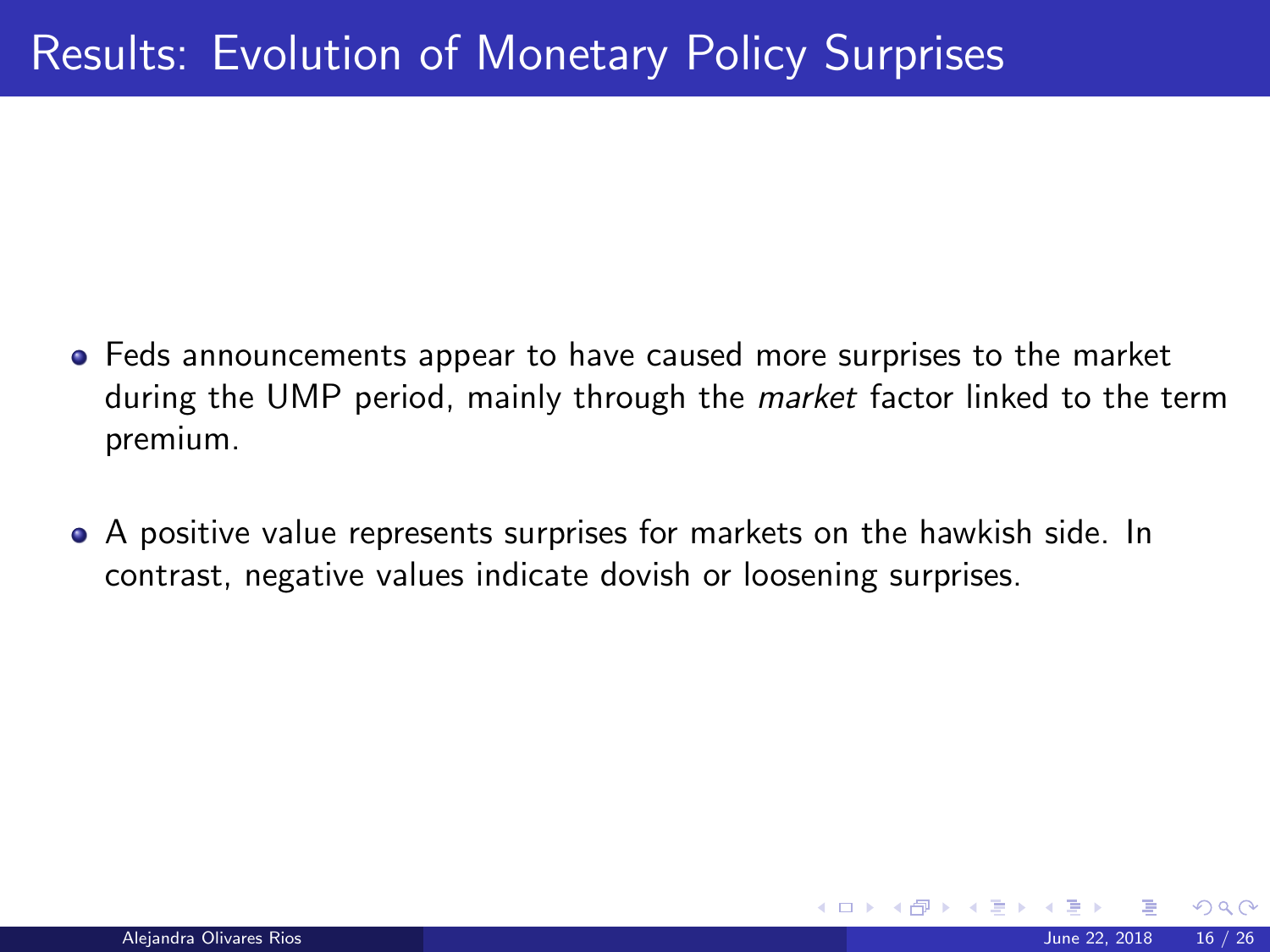# Results: Evolution of Monetary Policy Surprises

- Feds announcements appear to have caused more surprises to the market during the UMP period, mainly through the *market* factor linked to the term premium.
- A positive value represents surprises for markets on the hawkish side. In contrast, negative values indicate dovish or loosening surprises.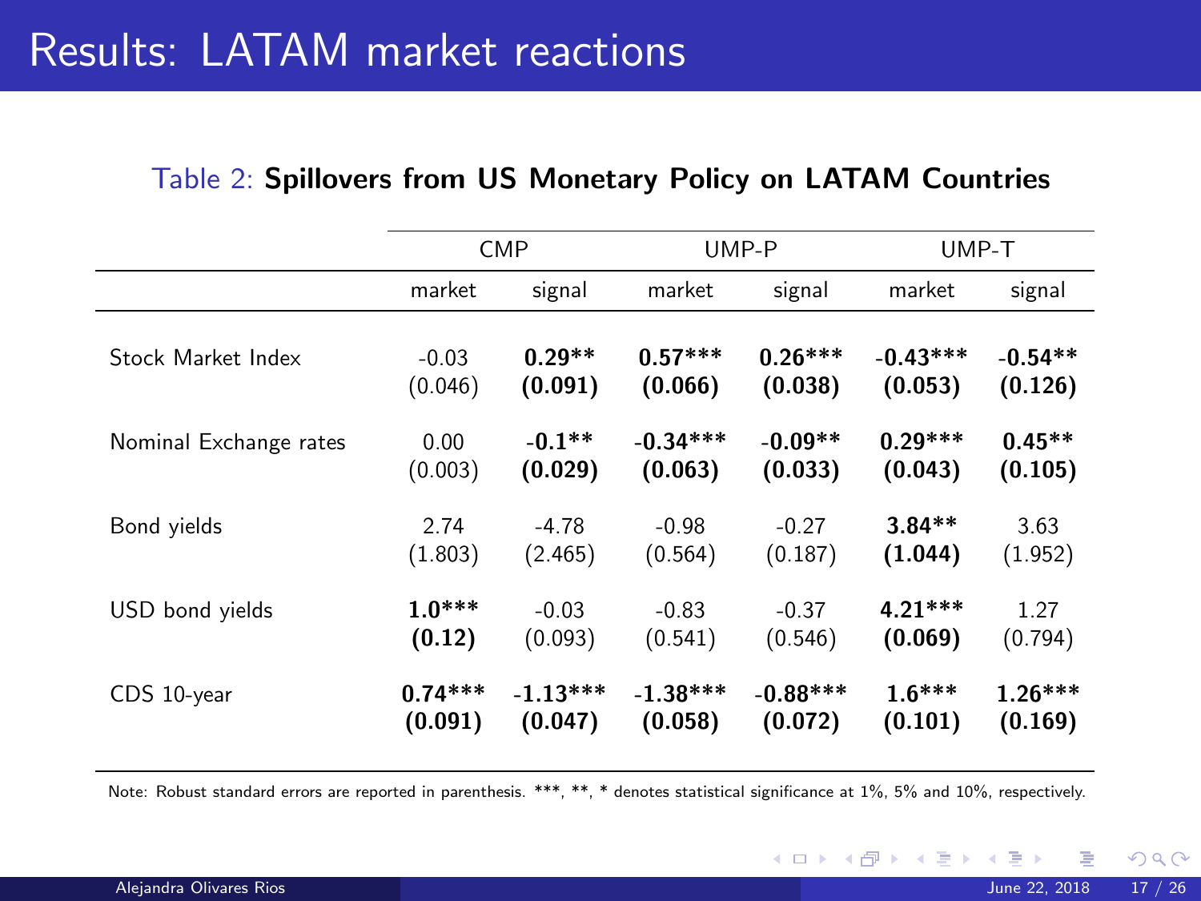# Results: LATAM market reactions

Table 2: **Spillovers from US Monetary Policy on LATAM Countries**

| | CMP | | UMP-P | | UMP-T | |
|---|---|---|---|---|---|---|
| | market | signal | market | signal | market | signal |
| Stock Market Index | -0.03 | **0.29**** | **0.57***** | **0.26***** | **-0.43***** | **-0.54**** |
| | (0.046) | **(0.091)** | **(0.066)** | **(0.038)** | **(0.053)** | **(0.126)** |
| Nominal Exchange rates | 0.00 | **-0.1**** | **-0.34***** | **-0.09**** | **0.29***** | **0.45**** |
| | (0.003) | **(0.029)** | **(0.063)** | **(0.033)** | **(0.043)** | **(0.105)** |
| Bond yields | 2.74 | -4.78 | -0.98 | -0.27 | **3.84**** | 3.63 |
| | (1.803) | (2.465) | (0.564) | (0.187) | **(1.044)** | (1.952) |
| USD bond yields | **1.0***** | -0.03 | -0.83 | -0.37 | **4.21***** | 1.27 |
| | **(0.12)** | (0.093) | (0.541) | (0.546) | **(0.069)** | (0.794) |
| CDS 10-year | **0.74***** | **-1.13***** | **-1.38***** | **-0.88***** | **1.6***** | **1.26***** |
| | **(0.091)** | **(0.047)** | **(0.058)** | **(0.072)** | **(0.101)** | **(0.169)** |

Note: Robust standard errors are reported in parenthesis. ***, **, * denotes statistical significance at 1%, 5% and 10%, respectively.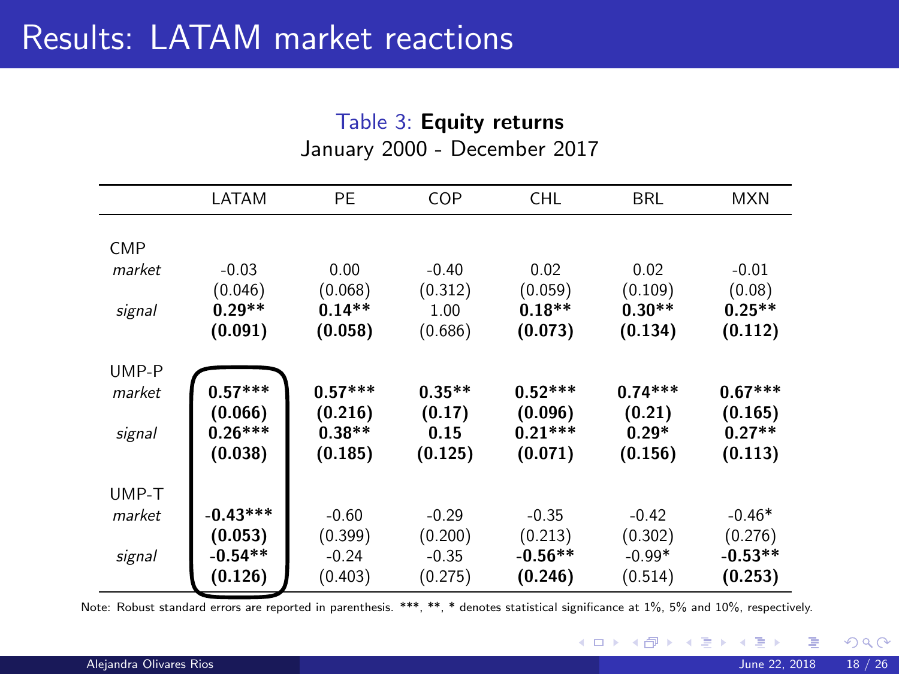# Results: LATAM market reactions

Table 3: **Equity returns**
January 2000 - December 2017

| | LATAM | PE | COP | CHL | BRL | MXN |
|---|---|---|---|---|---|---|
| CMP | | | | | | |
| *market* | -0.03 | 0.00 | -0.40 | 0.02 | 0.02 | -0.01 |
| | (0.046) | (0.068) | (0.312) | (0.059) | (0.109) | (0.08) |
| *signal* | **0.29**** | **0.14**** | 1.00 | **0.18**** | **0.30**** | **0.25**** |
| | **(0.091)** | **(0.058)** | (0.686) | **(0.073)** | **(0.134)** | **(0.112)** |
| UMP-P | | | | | | |
| *market* | **0.57***** | **0.57***** | **0.35**** | **0.52***** | **0.74***** | **0.67***** |
| | **(0.066)** | **(0.216)** | **(0.17)** | **(0.096)** | **(0.21)** | **(0.165)** |
| *signal* | **0.26***** | **0.38**** | **0.15** | **0.21***** | **0.29*** | **0.27**** |
| | **(0.038)** | **(0.185)** | **(0.125)** | **(0.071)** | **(0.156)** | **(0.113)** |
| UMP-T | | | | | | |
| *market* | **-0.43***** | -0.60 | -0.29 | -0.35 | -0.42 | -0.46* |
| | **(0.053)** | (0.399) | (0.200) | (0.213) | (0.302) | (0.276) |
| *signal* | **-0.54**** | -0.24 | -0.35 | **-0.56**** | -0.99* | **-0.53**** |
| | **(0.126)** | (0.403) | (0.275) | **(0.246)** | (0.514) | **(0.253)** |

Note: Robust standard errors are reported in parenthesis. ***, **, * denotes statistical significance at 1%, 5% and 10%, respectively.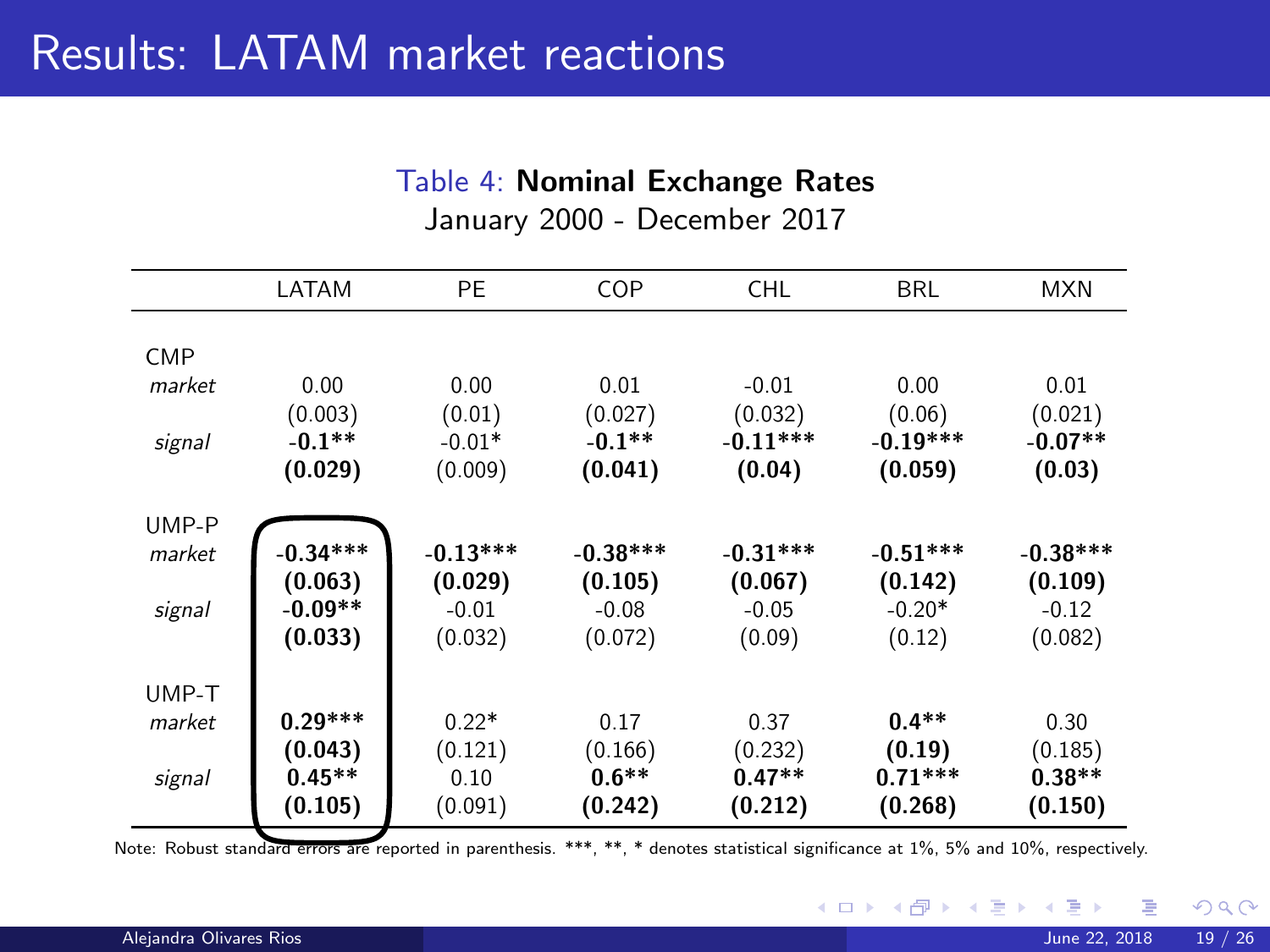# Results: LATAM market reactions

Table 4: **Nominal Exchange Rates**
January 2000 - December 2017

| | LATAM | PE | COP | CHL | BRL | MXN |
|---|---|---|---|---|---|---|
| CMP | | | | | | |
| *market* | 0.00 | 0.00 | 0.01 | -0.01 | 0.00 | 0.01 |
| | (0.003) | (0.01) | (0.027) | (0.032) | (0.06) | (0.021) |
| *signal* | **-0.1\*\*** | -0.01* | **-0.1\*\*** | **-0.11\*\*\*** | **-0.19\*\*\*** | **-0.07\*\*** |
| | **(0.029)** | (0.009) | **(0.041)** | **(0.04)** | **(0.059)** | **(0.03)** |
| UMP-P | | | | | | |
| *market* | **-0.34\*\*\*** | **-0.13\*\*\*** | **-0.38\*\*\*** | **-0.31\*\*\*** | **-0.51\*\*\*** | **-0.38\*\*\*** |
| | **(0.063)** | **(0.029)** | **(0.105)** | **(0.067)** | **(0.142)** | **(0.109)** |
| *signal* | **-0.09\*\*** | -0.01 | -0.08 | -0.05 | -0.20* | -0.12 |
| | **(0.033)** | (0.032) | (0.072) | (0.09) | (0.12) | (0.082) |
| UMP-T | | | | | | |
| *market* | **0.29\*\*\*** | 0.22* | 0.17 | 0.37 | **0.4\*\*** | 0.30 |
| | **(0.043)** | (0.121) | (0.166) | (0.232) | **(0.19)** | (0.185) |
| *signal* | **0.45\*\*** | 0.10 | **0.6\*\*** | **0.47\*\*** | **0.71\*\*\*** | **0.38\*\*** |
| | **(0.105)** | (0.091) | **(0.242)** | **(0.212)** | **(0.268)** | **(0.150)** |

Note: Robust standard errors are reported in parenthesis. ***, **, * denotes statistical significance at 1%, 5% and 10%, respectively.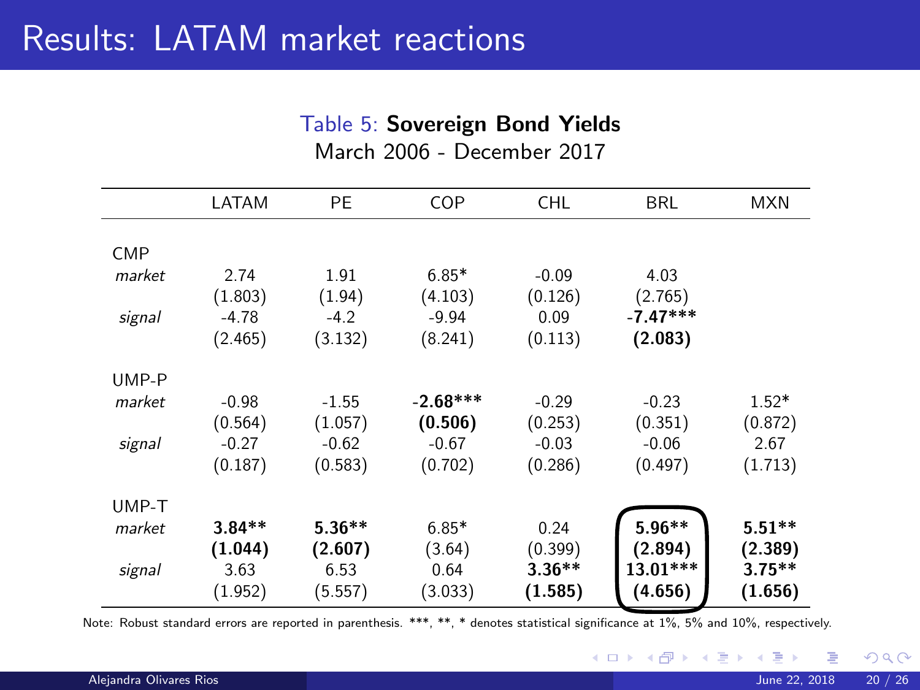# Results: LATAM market reactions

Table 5: **Sovereign Bond Yields**
March 2006 - December 2017

| | LATAM | PE | COP | CHL | BRL | MXN |
|---|---|---|---|---|---|---|
| CMP | | | | | | |
| *market* | 2.74 | 1.91 | 6.85* | -0.09 | 4.03 | |
| | (1.803) | (1.94) | (4.103) | (0.126) | (2.765) | |
| *signal* | -4.78 | -4.2 | -9.94 | 0.09 | **-7.47*** ** | |
| | (2.465) | (3.132) | (8.241) | (0.113) | **(2.083)** | |
| UMP-P | | | | | | |
| *market* | -0.98 | -1.55 | **-2.68*** ** | -0.29 | -0.23 | 1.52* |
| | (0.564) | (1.057) | **(0.506)** | (0.253) | (0.351) | (0.872) |
| *signal* | -0.27 | -0.62 | -0.67 | -0.03 | -0.06 | 2.67 |
| | (0.187) | (0.583) | (0.702) | (0.286) | (0.497) | (1.713) |
| UMP-T | | | | | | |
| *market* | **3.84** ** | **5.36** ** | 6.85* | 0.24 | **5.96** ** | **5.51** ** |
| | **(1.044)** | **(2.607)** | (3.64) | (0.399) | **(2.894)** | **(2.389)** |
| *signal* | 3.63 | 6.53 | 0.64 | **3.36** ** | **13.01*** ** | **3.75** ** |
| | (1.952) | (5.557) | (3.033) | **(1.585)** | **(4.656)** | **(1.656)** |

Note: Robust standard errors are reported in parenthesis. ***, **, * denotes statistical significance at 1%, 5% and 10%, respectively.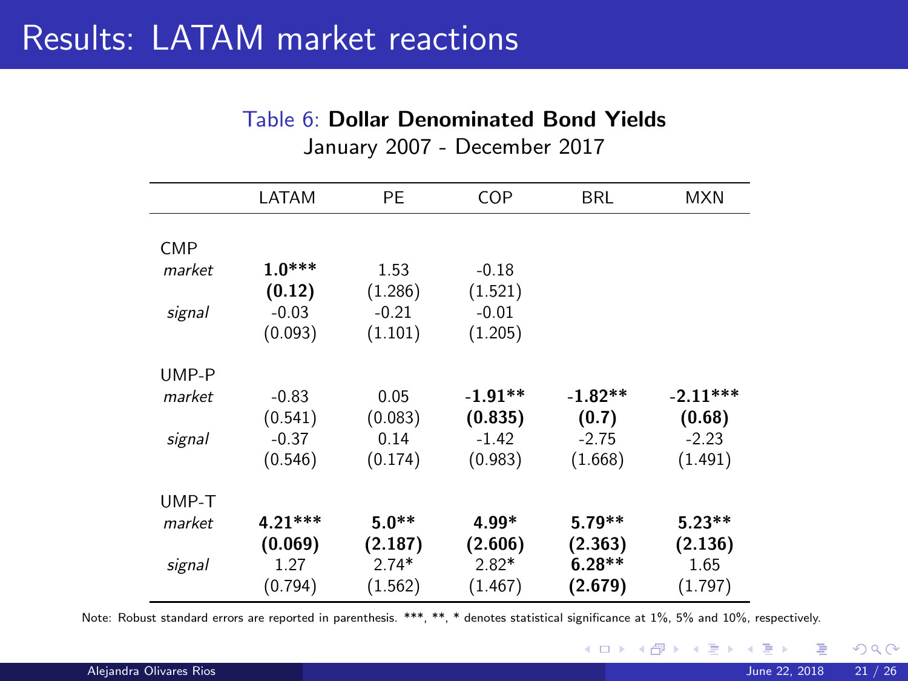# Results: LATAM market reactions

Table 6: **Dollar Denominated Bond Yields**
January 2007 - December 2017

| | LATAM | PE | COP | BRL | MXN |
|---|---|---|---|---|---|
| CMP | | | | | |
| *market* | **1.0*** ** | 1.53 | -0.18 | | |
| | **(0.12)** | (1.286) | (1.521) | | |
| *signal* | -0.03 | -0.21 | -0.01 | | |
| | (0.093) | (1.101) | (1.205) | | |
| UMP-P | | | | | |
| *market* | -0.83 | 0.05 | **-1.91** ** | **-1.82** ** | **-2.11*** ** |
| | (0.541) | (0.083) | **(0.835)** | **(0.7)** | **(0.68)** |
| *signal* | -0.37 | 0.14 | -1.42 | -2.75 | -2.23 |
| | (0.546) | (0.174) | (0.983) | (1.668) | (1.491) |
| UMP-T | | | | | |
| *market* | **4.21*** ** | **5.0** ** | **4.99*** | **5.79** ** | **5.23** ** |
| | **(0.069)** | **(2.187)** | **(2.606)** | **(2.363)** | **(2.136)** |
| *signal* | 1.27 | 2.74* | 2.82* | **6.28** ** | 1.65 |
| | (0.794) | (1.562) | (1.467) | **(2.679)** | (1.797) |

Note: Robust standard errors are reported in parenthesis. ***, **, * denotes statistical significance at 1%, 5% and 10%, respectively.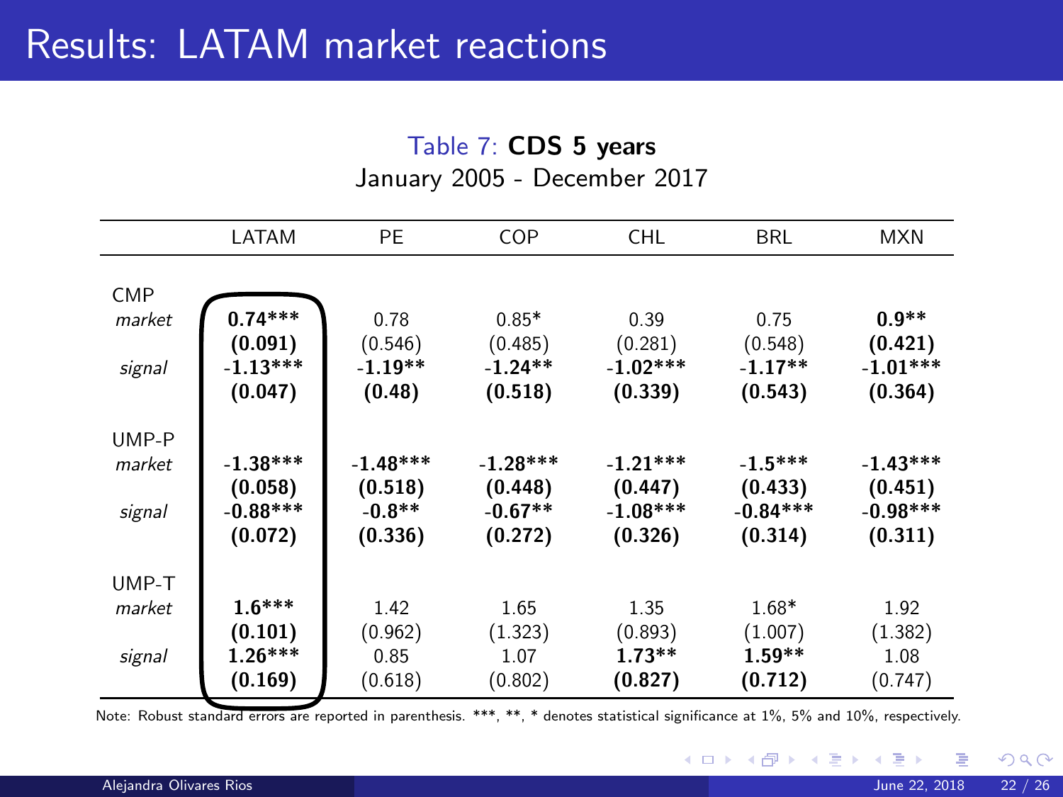# Results: LATAM market reactions

Table 7: **CDS 5 years**
January 2005 - December 2017

| | LATAM | PE | COP | CHL | BRL | MXN |
|---|---|---|---|---|---|---|
| CMP | | | | | | |
| *market* | **0.74*****<br>**(0.091)** | 0.78<br>(0.546) | 0.85*<br>(0.485) | 0.39<br>(0.281) | 0.75<br>(0.548) | **0.9****<br>**(0.421)** |
| *signal* | **-1.13*****<br>**(0.047)** | **-1.19****<br>**(0.48)** | **-1.24****<br>**(0.518)** | **-1.02*****<br>**(0.339)** | **-1.17****<br>**(0.543)** | **-1.01*****<br>**(0.364)** |
| UMP-P | | | | | | |
| *market* | **-1.38*****<br>**(0.058)** | **-1.48*****<br>**(0.518)** | **-1.28*****<br>**(0.448)** | **-1.21*****<br>**(0.447)** | **-1.5*****<br>**(0.433)** | **-1.43*****<br>**(0.451)** |
| *signal* | **-0.88*****<br>**(0.072)** | **-0.8****<br>**(0.336)** | **-0.67****<br>**(0.272)** | **-1.08*****<br>**(0.326)** | **-0.84*****<br>**(0.314)** | **-0.98*****<br>**(0.311)** |
| UMP-T | | | | | | |
| *market* | **1.6*****<br>**(0.101)** | 1.42<br>(0.962) | 1.65<br>(1.323) | 1.35<br>(0.893) | 1.68*<br>(1.007) | 1.92<br>(1.382) |
| *signal* | **1.26*****<br>**(0.169)** | 0.85<br>(0.618) | 1.07<br>(0.802) | **1.73****<br>**(0.827)** | **1.59****<br>**(0.712)** | 1.08<br>(0.747) |

Note: Robust standard errors are reported in parenthesis. ***, **, * denotes statistical significance at 1%, 5% and 10%, respectively.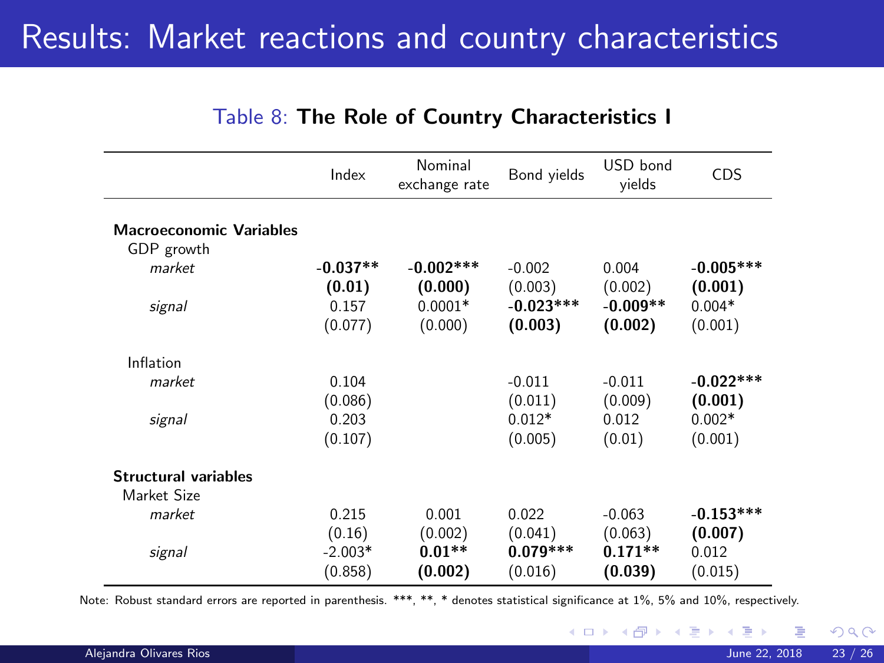# Results: Market reactions and country characteristics

Table 8: **The Role of Country Characteristics I**

| | Index | Nominal exchange rate | Bond yields | USD bond yields | CDS |
|---|---|---|---|---|---|
| **Macroeconomic Variables** | | | | | |
| GDP growth | | | | | |
| *market* | **-0.037\*\*** | **-0.002\*\*\*** | -0.002 | 0.004 | **-0.005\*\*\*** |
| | **(0.01)** | **(0.000)** | (0.003) | (0.002) | **(0.001)** |
| *signal* | 0.157 | 0.0001* | **-0.023\*\*\*** | **-0.009\*\*** | 0.004* |
| | (0.077) | (0.000) | **(0.003)** | **(0.002)** | (0.001) |
| Inflation | | | | | |
| *market* | 0.104 | | -0.011 | -0.011 | **-0.022\*\*\*** |
| | (0.086) | | (0.011) | (0.009) | **(0.001)** |
| *signal* | 0.203 | | 0.012* | 0.012 | 0.002* |
| | (0.107) | | (0.005) | (0.01) | (0.001) |
| **Structural variables** | | | | | |
| Market Size | | | | | |
| *market* | 0.215 | 0.001 | 0.022 | -0.063 | **-0.153\*\*\*** |
| | (0.16) | (0.002) | (0.041) | (0.063) | **(0.007)** |
| *signal* | -2.003* | **0.01\*\*** | **0.079\*\*\*** | **0.171\*\*** | 0.012 |
| | (0.858) | **(0.002)** | (0.016) | **(0.039)** | (0.015) |

Note: Robust standard errors are reported in parenthesis. \*\*\*, \*\*, \* denotes statistical significance at 1%, 5% and 10%, respectively.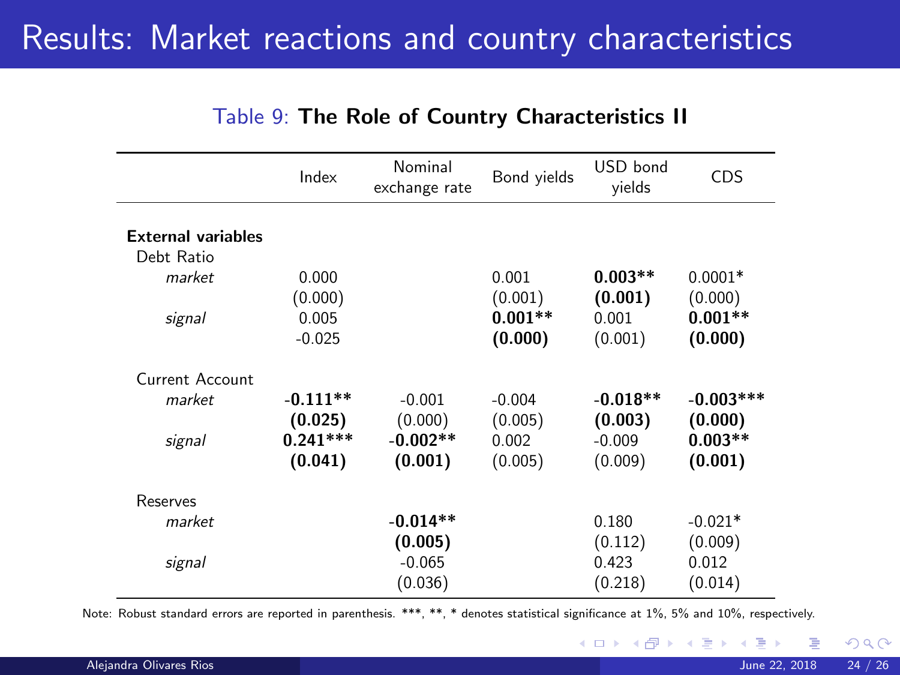# Results: Market reactions and country characteristics

Table 9: **The Role of Country Characteristics II**

| | Index | Nominal exchange rate | Bond yields | USD bond yields | CDS |
|---|---|---|---|---|---|
| **External variables** | | | | | |
| Debt Ratio | | | | | |
| *market* | 0.000 | | 0.001 | **0.003**** | 0.0001* |
| | (0.000) | | (0.001) | **(0.001)** | (0.000) |
| *signal* | 0.005 | | **0.001**** | 0.001 | **0.001**** |
| | -0.025 | | **(0.000)** | (0.001) | **(0.000)** |
| Current Account | | | | | |
| *market* | **-0.111**** | -0.001 | -0.004 | **-0.018**** | **-0.003***** |
| | **(0.025)** | (0.000) | (0.005) | **(0.003)** | **(0.000)** |
| *signal* | **0.241***** | **-0.002**** | 0.002 | -0.009 | **0.003**** |
| | **(0.041)** | **(0.001)** | (0.005) | (0.009) | **(0.001)** |
| Reserves | | | | | |
| *market* | | **-0.014**** | | 0.180 | -0.021* |
| | | **(0.005)** | | (0.112) | (0.009) |
| *signal* | | -0.065 | | 0.423 | 0.012 |
| | | (0.036) | | (0.218) | (0.014) |

Note: Robust standard errors are reported in parenthesis. ***, **, * denotes statistical significance at 1%, 5% and 10%, respectively.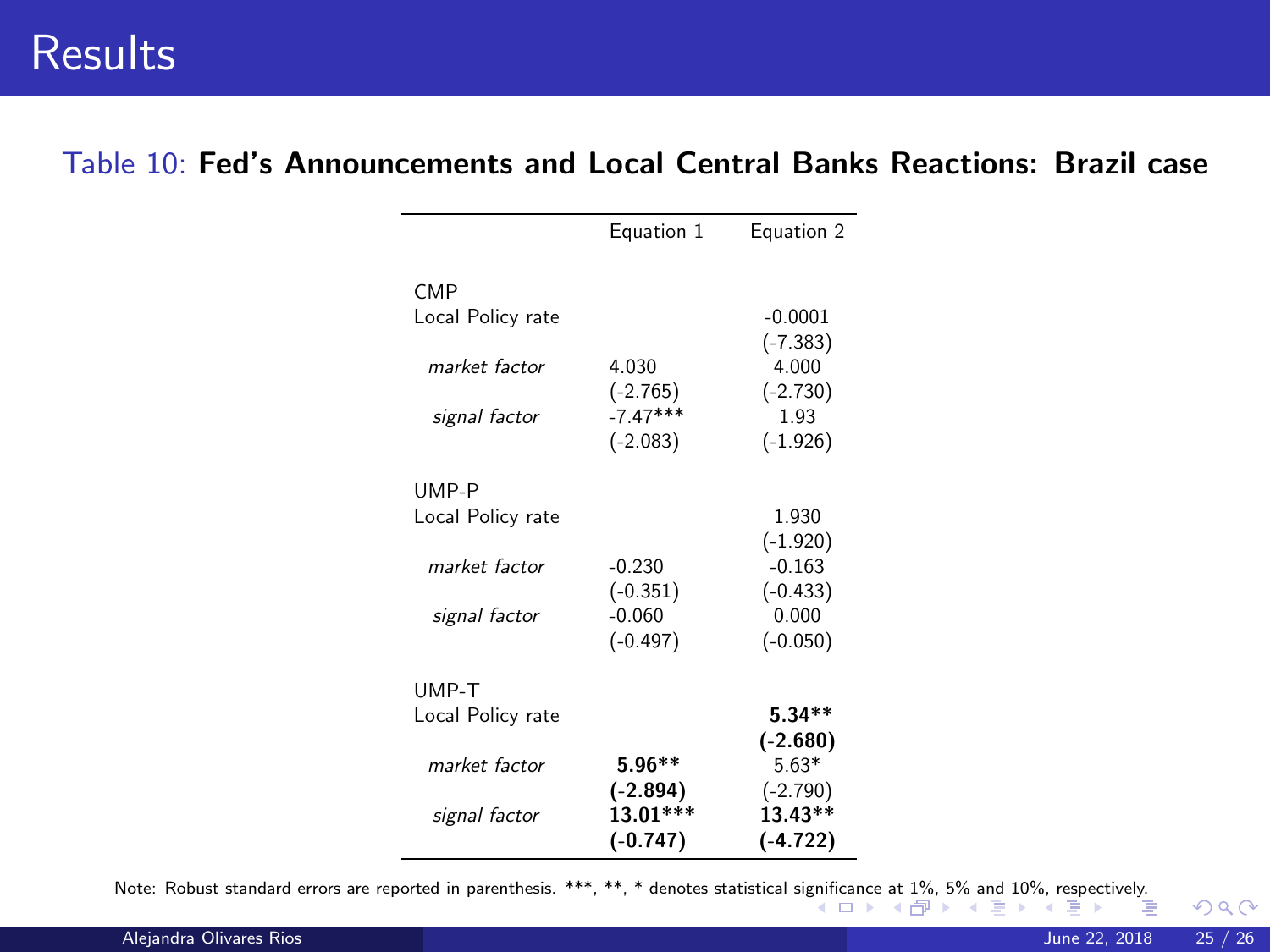# Results

Table 10: **Fed's Announcements and Local Central Banks Reactions: Brazil case**

| | Equation 1 | Equation 2 |
|---|---|---|
| CMP | | |
| Local Policy rate | | -0.0001 |
| | | (-7.383) |
| *market factor* | 4.030 | 4.000 |
| | (-2.765) | (-2.730) |
| *signal factor* | -7.47*** | 1.93 |
| | (-2.083) | (-1.926) |
| UMP-P | | |
| Local Policy rate | | 1.930 |
| | | (-1.920) |
| *market factor* | -0.230 | -0.163 |
| | (-0.351) | (-0.433) |
| *signal factor* | -0.060 | 0.000 |
| | (-0.497) | (-0.050) |
| UMP-T | | |
| Local Policy rate | | **5.34\*\*** |
| | | **(-2.680)** |
| *market factor* | **5.96\*\*** | 5.63* |
| | **(-2.894)** | (-2.790) |
| *signal factor* | **13.01\*\*\*** | **13.43\*\*** |
| | **(-0.747)** | **(-4.722)** |

Note: Robust standard errors are reported in parenthesis. ***, **, * denotes statistical significance at 1%, 5% and 10%, respectively.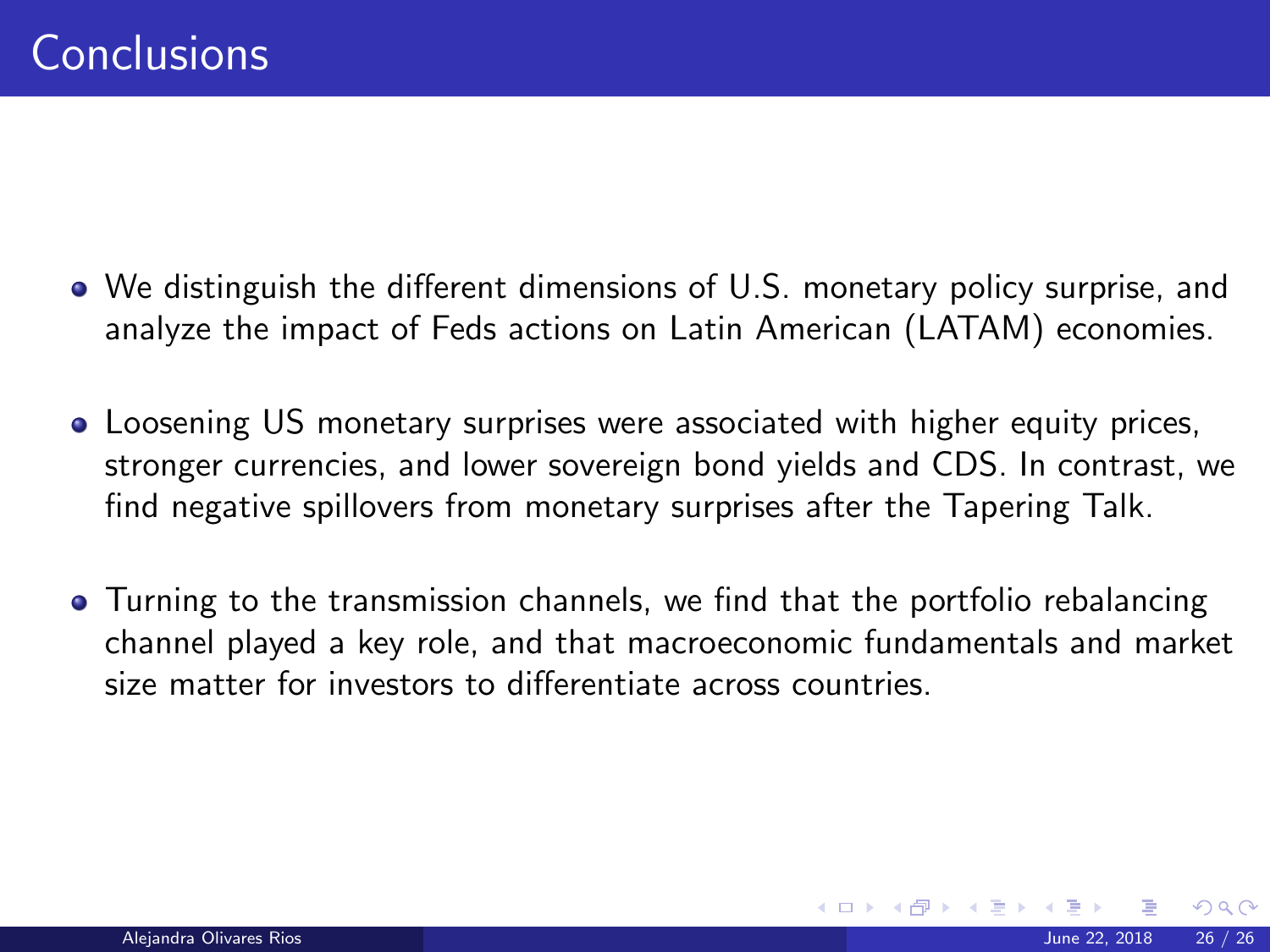# Conclusions

- We distinguish the different dimensions of U.S. monetary policy surprise, and analyze the impact of Feds actions on Latin American (LATAM) economies.

- Loosening US monetary surprises were associated with higher equity prices, stronger currencies, and lower sovereign bond yields and CDS. In contrast, we find negative spillovers from monetary surprises after the Tapering Talk.

- Turning to the transmission channels, we find that the portfolio rebalancing channel played a key role, and that macroeconomic fundamentals and market size matter for investors to differentiate across countries.